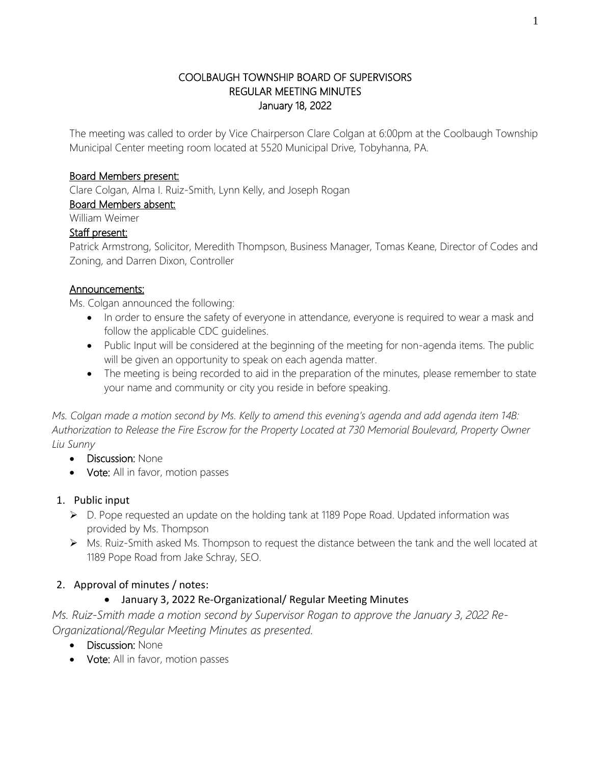# COOLBAUGH TOWNSHIP BOARD OF SUPERVISORS
## REGULAR MEETING MINUTES
## January 18, 2022

The meeting was called to order by Vice Chairperson Clare Colgan at 6:00pm at the Coolbaugh Township Municipal Center meeting room located at 5520 Municipal Drive, Tobyhanna, PA.

### Board Members present:

Clare Colgan, Alma I. Ruiz-Smith, Lynn Kelly, and Joseph Rogan

### Board Members absent:

William Weimer

### Staff present:

Patrick Armstrong, Solicitor, Meredith Thompson, Business Manager, Tomas Keane, Director of Codes and Zoning, and Darren Dixon, Controller

### Announcements:

Ms. Colgan announced the following:

- In order to ensure the safety of everyone in attendance, everyone is required to wear a mask and follow the applicable CDC guidelines.
- Public Input will be considered at the beginning of the meeting for non-agenda items. The public will be given an opportunity to speak on each agenda matter.
- The meeting is being recorded to aid in the preparation of the minutes, please remember to state your name and community or city you reside in before speaking.

*Ms. Colgan made a motion second by Ms. Kelly to amend this evening's agenda and add agenda item 14B: Authorization to Release the Fire Escrow for the Property Located at 730 Memorial Boulevard, Property Owner Liu Sunny*

- **Discussion:** None
- **Vote:** All in favor, motion passes

1. Public input
   - D. Pope requested an update on the holding tank at 1189 Pope Road. Updated information was provided by Ms. Thompson
   - Ms. Ruiz-Smith asked Ms. Thompson to request the distance between the tank and the well located at 1189 Pope Road from Jake Schray, SEO.

2. Approval of minutes / notes:
   - January 3, 2022 Re-Organizational/ Regular Meeting Minutes

*Ms. Ruiz-Smith made a motion second by Supervisor Rogan to approve the January 3, 2022 Re-Organizational/Regular Meeting Minutes as presented.*

- **Discussion:** None
- **Vote:** All in favor, motion passes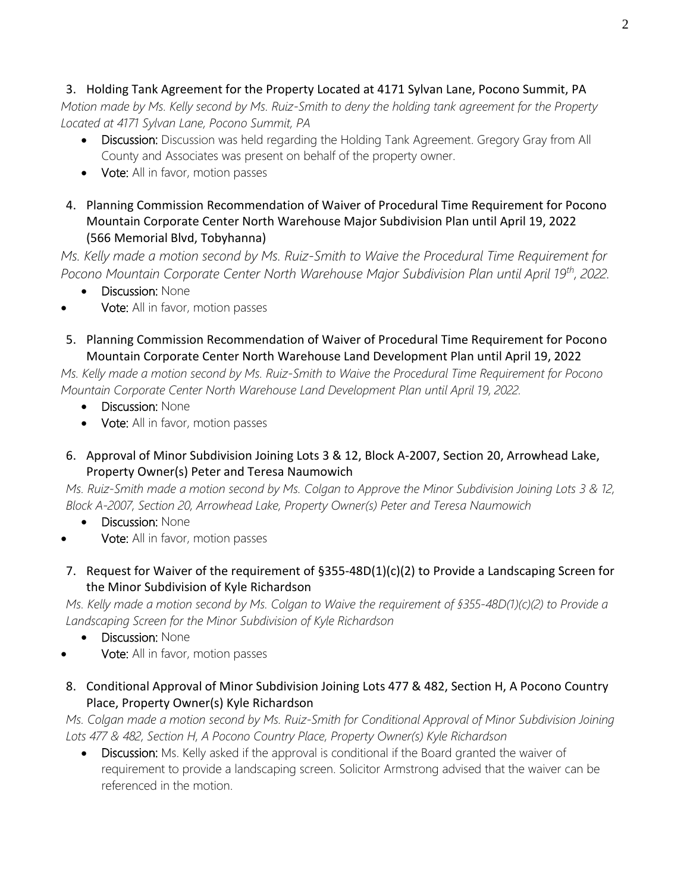3. Holding Tank Agreement for the Property Located at 4171 Sylvan Lane, Pocono Summit, PA

*Motion made by Ms. Kelly second by Ms. Ruiz-Smith to deny the holding tank agreement for the Property Located at 4171 Sylvan Lane, Pocono Summit, PA*

- **Discussion:** Discussion was held regarding the Holding Tank Agreement. Gregory Gray from All County and Associates was present on behalf of the property owner.
- **Vote:** All in favor, motion passes

4. Planning Commission Recommendation of Waiver of Procedural Time Requirement for Pocono Mountain Corporate Center North Warehouse Major Subdivision Plan until April 19, 2022 (566 Memorial Blvd, Tobyhanna)

*Ms. Kelly made a motion second by Ms. Ruiz-Smith to Waive the Procedural Time Requirement for Pocono Mountain Corporate Center North Warehouse Major Subdivision Plan until April 19th, 2022.*

- **Discussion:** None
- **Vote:** All in favor, motion passes

5. Planning Commission Recommendation of Waiver of Procedural Time Requirement for Pocono Mountain Corporate Center North Warehouse Land Development Plan until April 19, 2022

*Ms. Kelly made a motion second by Ms. Ruiz-Smith to Waive the Procedural Time Requirement for Pocono Mountain Corporate Center North Warehouse Land Development Plan until April 19, 2022.*

- **Discussion:** None
- **Vote:** All in favor, motion passes

6. Approval of Minor Subdivision Joining Lots 3 & 12, Block A-2007, Section 20, Arrowhead Lake, Property Owner(s) Peter and Teresa Naumowich

*Ms. Ruiz-Smith made a motion second by Ms. Colgan to Approve the Minor Subdivision Joining Lots 3 & 12, Block A-2007, Section 20, Arrowhead Lake, Property Owner(s) Peter and Teresa Naumowich*

- **Discussion:** None
- **Vote:** All in favor, motion passes

7. Request for Waiver of the requirement of §355-48D(1)(c)(2) to Provide a Landscaping Screen for the Minor Subdivision of Kyle Richardson

*Ms. Kelly made a motion second by Ms. Colgan to Waive the requirement of §355-48D(1)(c)(2) to Provide a Landscaping Screen for the Minor Subdivision of Kyle Richardson*

- **Discussion:** None
- **Vote:** All in favor, motion passes

8. Conditional Approval of Minor Subdivision Joining Lots 477 & 482, Section H, A Pocono Country Place, Property Owner(s) Kyle Richardson

*Ms. Colgan made a motion second by Ms. Ruiz-Smith for Conditional Approval of Minor Subdivision Joining Lots 477 & 482, Section H, A Pocono Country Place, Property Owner(s) Kyle Richardson*

- **Discussion:** Ms. Kelly asked if the approval is conditional if the Board granted the waiver of requirement to provide a landscaping screen. Solicitor Armstrong advised that the waiver can be referenced in the motion.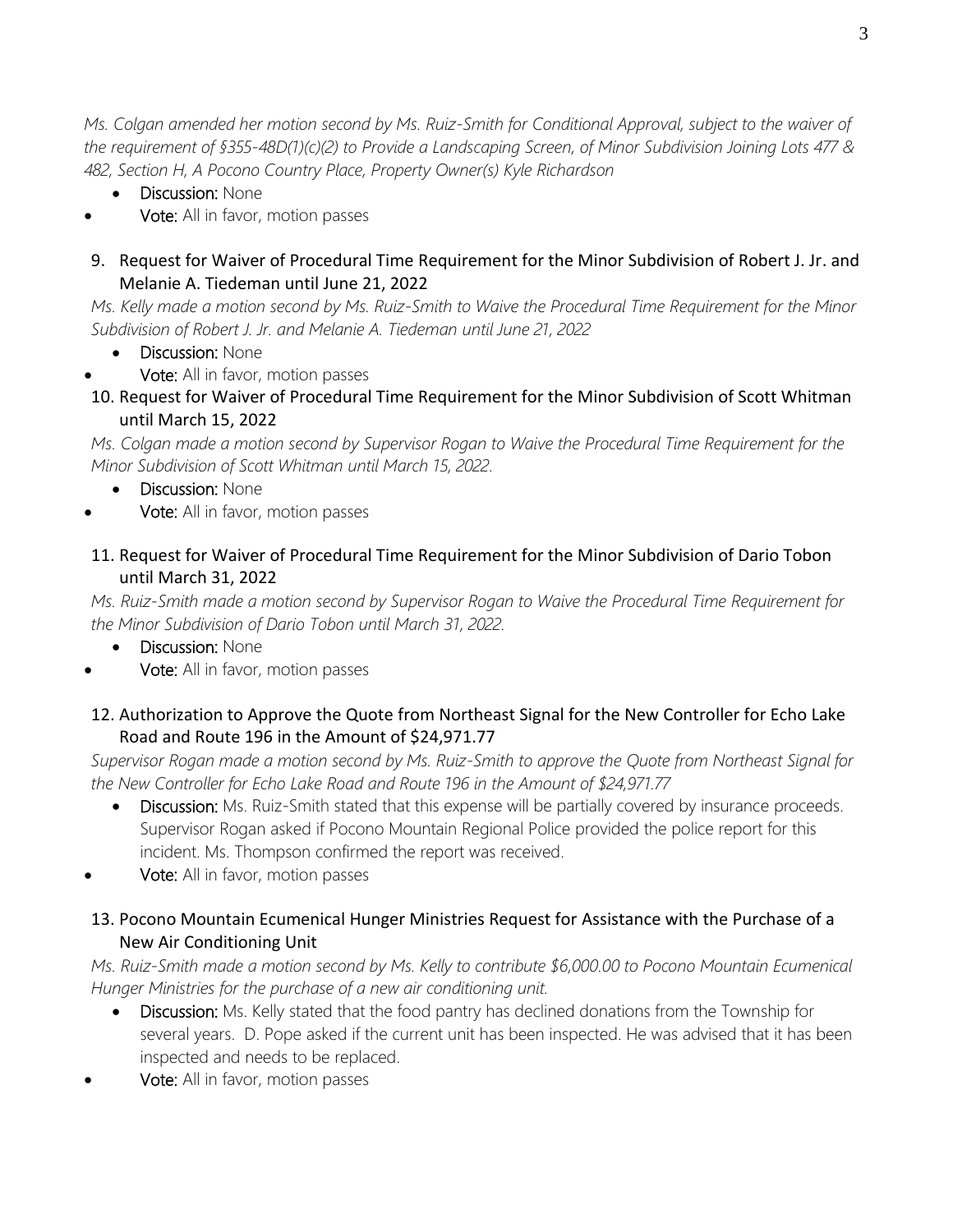*Ms. Colgan amended her motion second by Ms. Ruiz-Smith for Conditional Approval, subject to the waiver of the requirement of §355-48D(1)(c)(2) to Provide a Landscaping Screen, of Minor Subdivision Joining Lots 477 & 482, Section H, A Pocono Country Place, Property Owner(s) Kyle Richardson*

- **Discussion:** None
- **Vote:** All in favor, motion passes

9. Request for Waiver of Procedural Time Requirement for the Minor Subdivision of Robert J. Jr. and Melanie A. Tiedeman until June 21, 2022

*Ms. Kelly made a motion second by Ms. Ruiz-Smith to Waive the Procedural Time Requirement for the Minor Subdivision of Robert J. Jr. and Melanie A. Tiedeman until June 21, 2022*

- **Discussion:** None
- **Vote:** All in favor, motion passes

10. Request for Waiver of Procedural Time Requirement for the Minor Subdivision of Scott Whitman until March 15, 2022

*Ms. Colgan made a motion second by Supervisor Rogan to Waive the Procedural Time Requirement for the Minor Subdivision of Scott Whitman until March 15, 2022.*

- **Discussion:** None
- **Vote:** All in favor, motion passes

11. Request for Waiver of Procedural Time Requirement for the Minor Subdivision of Dario Tobon until March 31, 2022

*Ms. Ruiz-Smith made a motion second by Supervisor Rogan to Waive the Procedural Time Requirement for the Minor Subdivision of Dario Tobon until March 31, 2022.*

- **Discussion:** None
- **Vote:** All in favor, motion passes

12. Authorization to Approve the Quote from Northeast Signal for the New Controller for Echo Lake Road and Route 196 in the Amount of $24,971.77

*Supervisor Rogan made a motion second by Ms. Ruiz-Smith to approve the Quote from Northeast Signal for the New Controller for Echo Lake Road and Route 196 in the Amount of $24,971.77*

- **Discussion:** Ms. Ruiz-Smith stated that this expense will be partially covered by insurance proceeds. Supervisor Rogan asked if Pocono Mountain Regional Police provided the police report for this incident. Ms. Thompson confirmed the report was received.
- **Vote:** All in favor, motion passes

13. Pocono Mountain Ecumenical Hunger Ministries Request for Assistance with the Purchase of a New Air Conditioning Unit

*Ms. Ruiz-Smith made a motion second by Ms. Kelly to contribute $6,000.00 to Pocono Mountain Ecumenical Hunger Ministries for the purchase of a new air conditioning unit.*

- **Discussion:** Ms. Kelly stated that the food pantry has declined donations from the Township for several years. D. Pope asked if the current unit has been inspected. He was advised that it has been inspected and needs to be replaced.
- **Vote:** All in favor, motion passes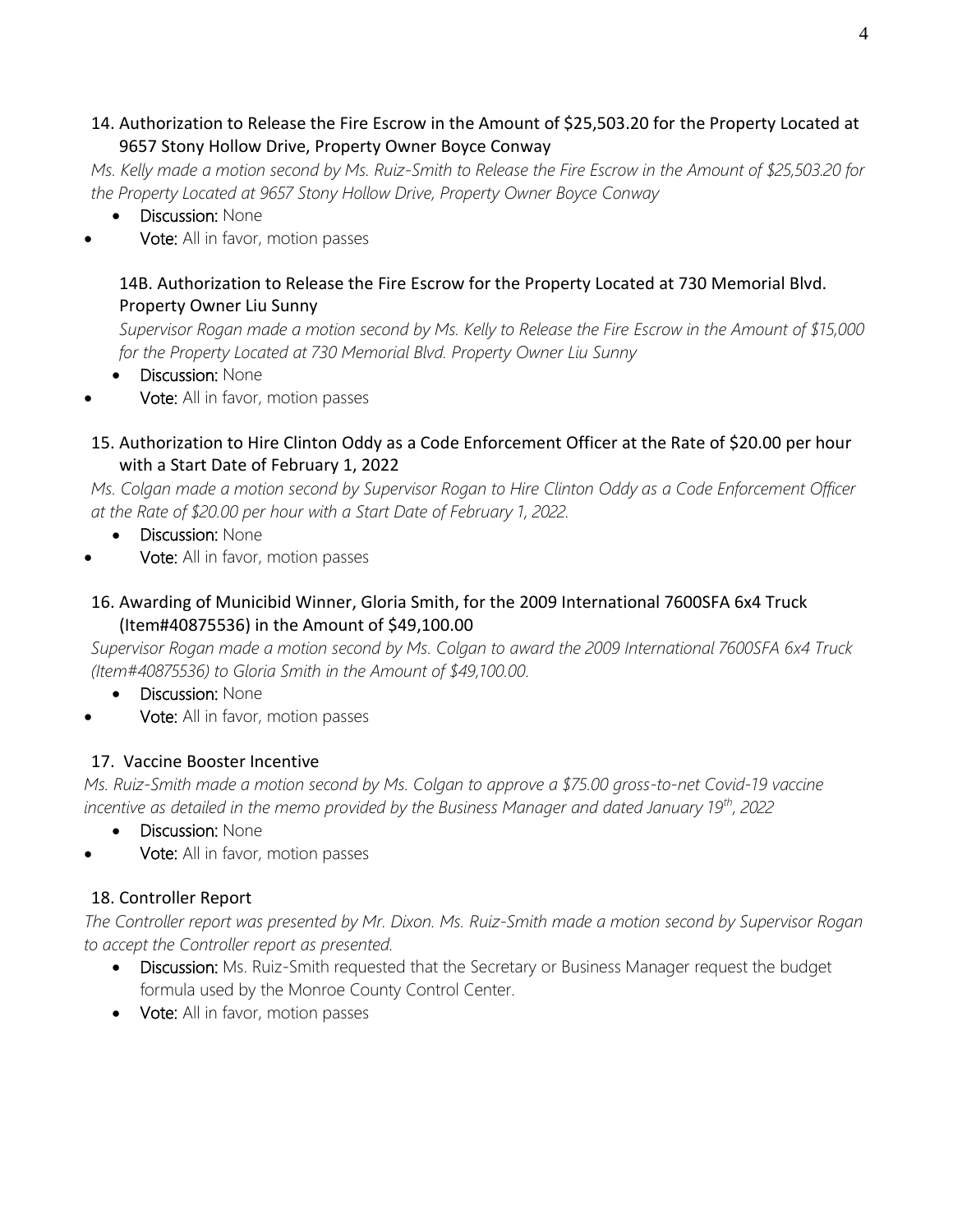### 14. Authorization to Release the Fire Escrow in the Amount of $25,503.20 for the Property Located at 9657 Stony Hollow Drive, Property Owner Boyce Conway

*Ms. Kelly made a motion second by Ms. Ruiz-Smith to Release the Fire Escrow in the Amount of $25,503.20 for the Property Located at 9657 Stony Hollow Drive, Property Owner Boyce Conway*

- **Discussion:** None
- **Vote:** All in favor, motion passes

### 14B. Authorization to Release the Fire Escrow for the Property Located at 730 Memorial Blvd. Property Owner Liu Sunny

*Supervisor Rogan made a motion second by Ms. Kelly to Release the Fire Escrow in the Amount of $15,000 for the Property Located at 730 Memorial Blvd. Property Owner Liu Sunny*

- **Discussion:** None
- **Vote:** All in favor, motion passes

### 15. Authorization to Hire Clinton Oddy as a Code Enforcement Officer at the Rate of $20.00 per hour with a Start Date of February 1, 2022

*Ms. Colgan made a motion second by Supervisor Rogan to Hire Clinton Oddy as a Code Enforcement Officer at the Rate of $20.00 per hour with a Start Date of February 1, 2022.*

- **Discussion:** None
- **Vote:** All in favor, motion passes

### 16. Awarding of Municibid Winner, Gloria Smith, for the 2009 International 7600SFA 6x4 Truck (Item#40875536) in the Amount of $49,100.00

*Supervisor Rogan made a motion second by Ms. Colgan to award the 2009 International 7600SFA 6x4 Truck (Item#40875536) to Gloria Smith in the Amount of $49,100.00.*

- **Discussion:** None
- **Vote:** All in favor, motion passes

### 17. Vaccine Booster Incentive

*Ms. Ruiz-Smith made a motion second by Ms. Colgan to approve a $75.00 gross-to-net Covid-19 vaccine incentive as detailed in the memo provided by the Business Manager and dated January 19th, 2022*

- **Discussion:** None
- **Vote:** All in favor, motion passes

### 18. Controller Report

*The Controller report was presented by Mr. Dixon. Ms. Ruiz-Smith made a motion second by Supervisor Rogan to accept the Controller report as presented.*

- **Discussion:** Ms. Ruiz-Smith requested that the Secretary or Business Manager request the budget formula used by the Monroe County Control Center.
- **Vote:** All in favor, motion passes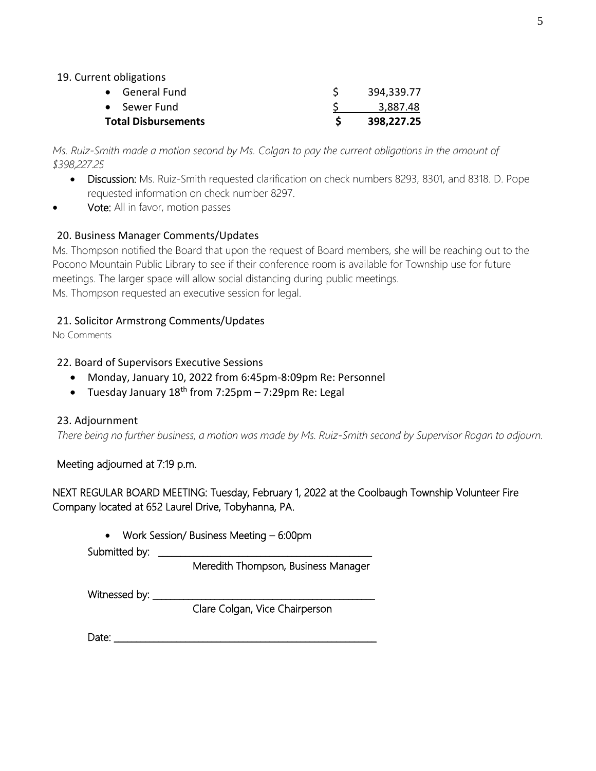## 19. Current obligations

| | | |
|---|---|---|
| • General Fund | $ | 394,339.77 |
| • Sewer Fund | $ | 3,887.48 |
| **Total Disbursements** | **$** | **398,227.25** |

*Ms. Ruiz-Smith made a motion second by Ms. Colgan to pay the current obligations in the amount of $398,227.25*

- **Discussion:** Ms. Ruiz-Smith requested clarification on check numbers 8293, 8301, and 8318. D. Pope requested information on check number 8297.
- **Vote:** All in favor, motion passes

## 20. Business Manager Comments/Updates

Ms. Thompson notified the Board that upon the request of Board members, she will be reaching out to the Pocono Mountain Public Library to see if their conference room is available for Township use for future meetings. The larger space will allow social distancing during public meetings.
Ms. Thompson requested an executive session for legal.

## 21. Solicitor Armstrong Comments/Updates

No Comments

## 22. Board of Supervisors Executive Sessions

- Monday, January 10, 2022 from 6:45pm-8:09pm Re: Personnel
- Tuesday January 18th from 7:25pm – 7:29pm Re: Legal

## 23. Adjournment

*There being no further business, a motion was made by Ms. Ruiz-Smith second by Supervisor Rogan to adjourn.*

Meeting adjourned at 7:19 p.m.

NEXT REGULAR BOARD MEETING: Tuesday, February 1, 2022 at the Coolbaugh Township Volunteer Fire Company located at 652 Laurel Drive, Tobyhanna, PA.

- Work Session/ Business Meeting – 6:00pm

Submitted by: ___________________________________

Meredith Thompson, Business Manager

Witnessed by: ___________________________________

Clare Colgan, Vice Chairperson

Date: ___________________________________